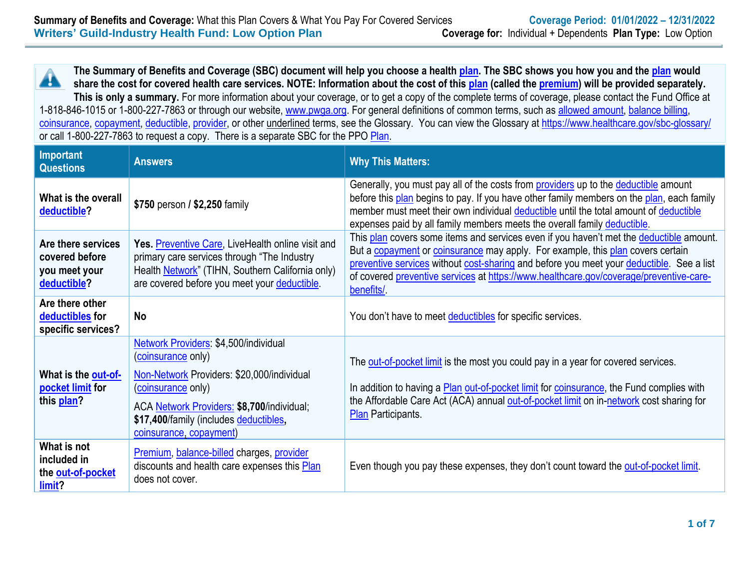**Summary of Benefits and Coverage:** What this Plan Covers & What You Pay For Covered Services

**Coverage Period: 01/01/2022 – 12/31/2022**

## Writers' Guild-Industry Health Fund: Low Option Plan

**Coverage for:** Individual + Dependents **Plan Type:** Low Option

**The Summary of Benefits and Coverage (SBC) document will help you choose a health plan. The SBC shows you how you and the plan would share the cost for covered health care services. NOTE: Information about the cost of this plan (called the premium) will be provided separately. This is only a summary.** For more information about your coverage, or to get a copy of the complete terms of coverage, please contact the Fund Office at 1-818-846-1015 or 1-800-227-7863 or through our website, www.pwga.org. For general definitions of common terms, such as allowed amount, balance billing, coinsurance, copayment, deductible, provider, or other underlined terms, see the Glossary. You can view the Glossary at https://www.healthcare.gov/sbc-glossary/ or call 1-800-227-7863 to request a copy. There is a separate SBC for the PPO Plan.

| Important Questions | Answers | Why This Matters: |
|---|---|---|
| **What is the overall deductible?** | **$750** person / **$2,250** family | Generally, you must pay all of the costs from providers up to the deductible amount before this plan begins to pay. If you have other family members on the plan, each family member must meet their own individual deductible until the total amount of deductible expenses paid by all family members meets the overall family deductible. |
| **Are there services covered before you meet your deductible?** | **Yes.** Preventive Care, LiveHealth online visit and primary care services through "The Industry Health Network" (TIHN, Southern California only) are covered before you meet your deductible. | This plan covers some items and services even if you haven't met the deductible amount. But a copayment or coinsurance may apply. For example, this plan covers certain preventive services without cost-sharing and before you meet your deductible. See a list of covered preventive services at https://www.healthcare.gov/coverage/preventive-care-benefits/. |
| **Are there other deductibles for specific services?** | No | You don't have to meet deductibles for specific services. |
| **What is the out-of-pocket limit for this plan?** | Network Providers: $4,500/individual (coinsurance only)<br><br>Non-Network Providers: $20,000/individual (coinsurance only)<br><br>ACA Network Providers: **$8,700**/individual; **$17,400**/family (includes deductibles, coinsurance, copayment) | The out-of-pocket limit is the most you could pay in a year for covered services.<br><br>In addition to having a Plan out-of-pocket limit for coinsurance, the Fund complies with the Affordable Care Act (ACA) annual out-of-pocket limit on in-network cost sharing for Plan Participants. |
| **What is not included in the out-of-pocket limit?** | Premium, balance-billed charges, provider discounts and health care expenses this Plan does not cover. | Even though you pay these expenses, they don't count toward the out-of-pocket limit. |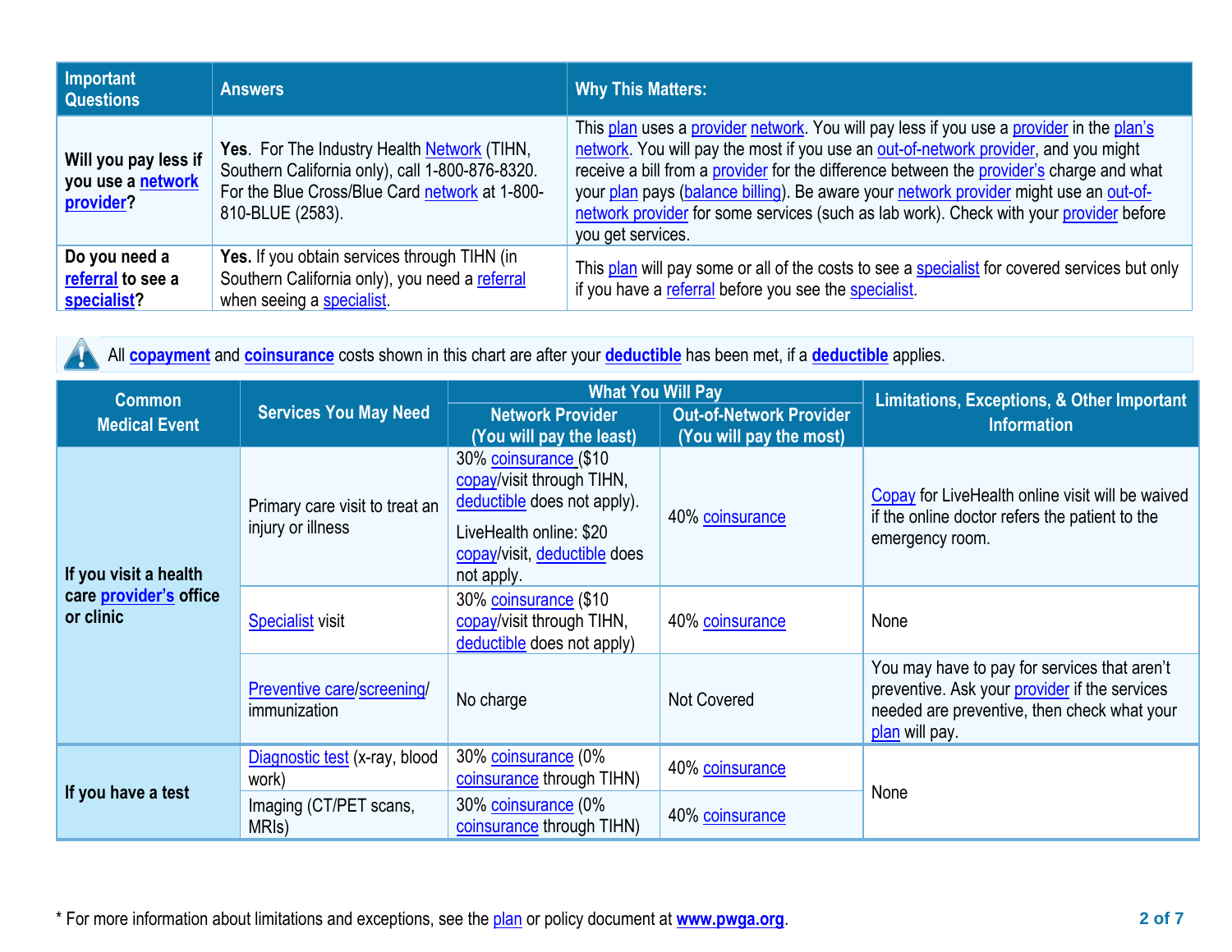| Important Questions | Answers | Why This Matters: |
|---|---|---|
| **Will you pay less if you use a network provider?** | **Yes**. For The Industry Health Network (TIHN, Southern California only), call 1-800-876-8320. For the Blue Cross/Blue Card network at 1-800-810-BLUE (2583). | This plan uses a provider network. You will pay less if you use a provider in the plan's network. You will pay the most if you use an out-of-network provider, and you might receive a bill from a provider for the difference between the provider's charge and what your plan pays (balance billing). Be aware your network provider might use an out-of-network provider for some services (such as lab work). Check with your provider before you get services. |
| **Do you need a referral to see a specialist?** | **Yes.** If you obtain services through TIHN (in Southern California only), you need a referral when seeing a specialist. | This plan will pay some or all of the costs to see a specialist for covered services but only if you have a referral before you see the specialist. |

All **copayment** and **coinsurance** costs shown in this chart are after your **deductible** has been met, if a **deductible** applies.

| Common Medical Event | Services You May Need | What You Will Pay | | Limitations, Exceptions, & Other Important Information |
|---|---|---|---|---|
| | | Network Provider (You will pay the least) | Out-of-Network Provider (You will pay the most) | |
| **If you visit a health care provider's office or clinic** | Primary care visit to treat an injury or illness | 30% coinsurance ($10 copay/visit through TIHN, deductible does not apply). LiveHealth online: $20 copay/visit, deductible does not apply. | 40% coinsurance | Copay for LiveHealth online visit will be waived if the online doctor refers the patient to the emergency room. |
| | Specialist visit | 30% coinsurance ($10 copay/visit through TIHN, deductible does not apply) | 40% coinsurance | None |
| | Preventive care/screening/ immunization | No charge | Not Covered | You may have to pay for services that aren't preventive. Ask your provider if the services needed are preventive, then check what your plan will pay. |
| **If you have a test** | Diagnostic test (x-ray, blood work) | 30% coinsurance (0% coinsurance through TIHN) | 40% coinsurance | None |
| | Imaging (CT/PET scans, MRIs) | 30% coinsurance (0% coinsurance through TIHN) | 40% coinsurance | |

\* For more information about limitations and exceptions, see the plan or policy document at **www.pwga.org**.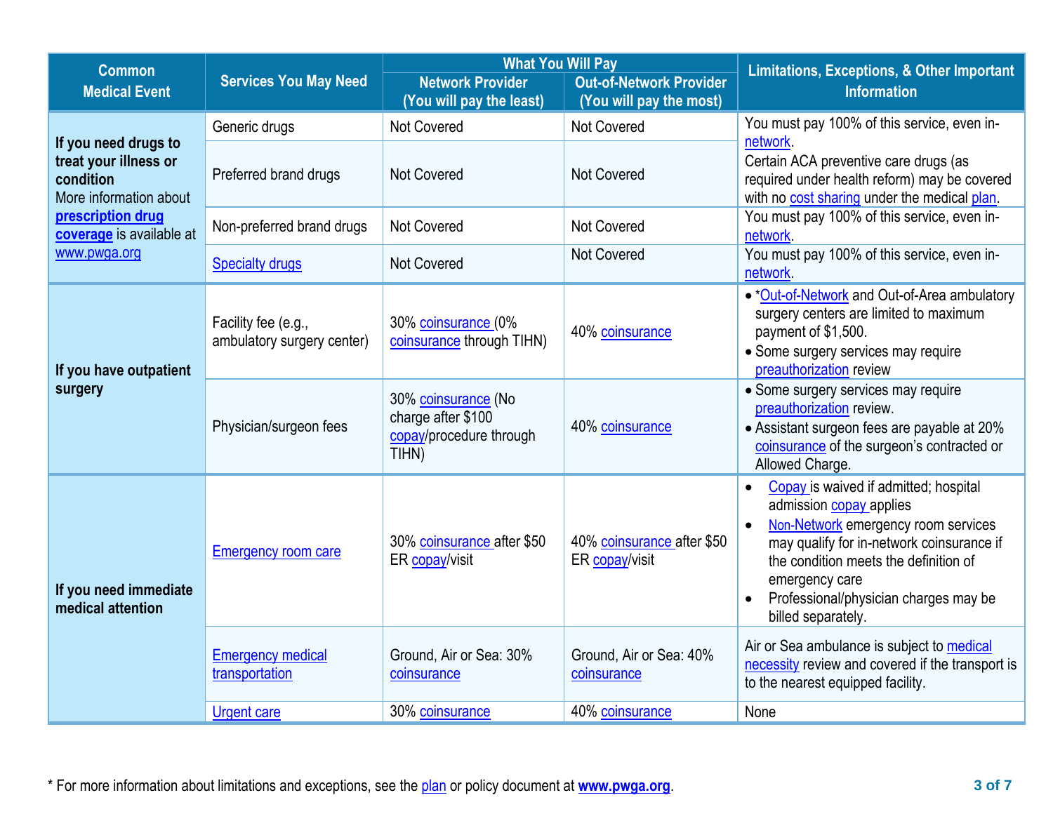| Common Medical Event | Services You May Need | What You Will Pay | | Limitations, Exceptions, & Other Important Information |
|---|---|---|---|---|
| | | Network Provider (You will pay the least) | Out-of-Network Provider (You will pay the most) | |
| **If you need drugs to treat your illness or condition** More information about **prescription drug coverage** is available at www.pwga.org | Generic drugs | Not Covered | Not Covered | You must pay 100% of this service, even in-network. Certain ACA preventive care drugs (as required under health reform) may be covered with no cost sharing under the medical plan. |
| | Preferred brand drugs | Not Covered | Not Covered | |
| | Non-preferred brand drugs | Not Covered | Not Covered | You must pay 100% of this service, even in-network. |
| | Specialty drugs | Not Covered | Not Covered | You must pay 100% of this service, even in-network. |
| **If you have outpatient surgery** | Facility fee (e.g., ambulatory surgery center) | 30% coinsurance (0% coinsurance through TIHN) | 40% coinsurance | • *Out-of-Network and Out-of-Area ambulatory surgery centers are limited to maximum payment of $1,500.<br>• Some surgery services may require preauthorization review |
| | Physician/surgeon fees | 30% coinsurance (No charge after $100 copay/procedure through TIHN) | 40% coinsurance | • Some surgery services may require preauthorization review.<br>• Assistant surgeon fees are payable at 20% coinsurance of the surgeon's contracted or Allowed Charge. |
| **If you need immediate medical attention** | Emergency room care | 30% coinsurance after $50 ER copay/visit | 40% coinsurance after $50 ER copay/visit | • Copay is waived if admitted; hospital admission copay applies<br>• Non-Network emergency room services may qualify for in-network coinsurance if the condition meets the definition of emergency care<br>• Professional/physician charges may be billed separately. |
| | Emergency medical transportation | Ground, Air or Sea: 30% coinsurance | Ground, Air or Sea: 40% coinsurance | Air or Sea ambulance is subject to medical necessity review and covered if the transport is to the nearest equipped facility. |
| | Urgent care | 30% coinsurance | 40% coinsurance | None |

* For more information about limitations and exceptions, see the plan or policy document at **www.pwga.org**.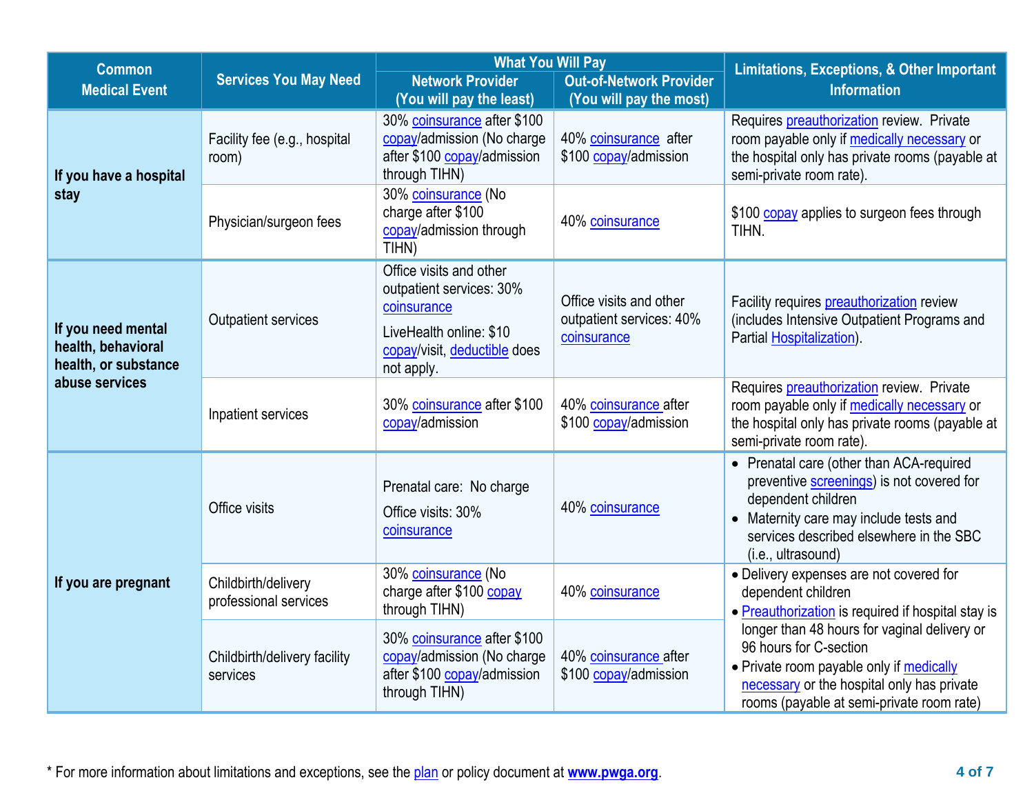| Common Medical Event | Services You May Need | What You Will Pay | | Limitations, Exceptions, & Other Important Information |
|---|---|---|---|---|
| | | Network Provider (You will pay the least) | Out-of-Network Provider (You will pay the most) | |
| If you have a hospital stay | Facility fee (e.g., hospital room) | 30% coinsurance after $100 copay/admission (No charge after $100 copay/admission through TIHN) | 40% coinsurance after $100 copay/admission | Requires preauthorization review. Private room payable only if medically necessary or the hospital only has private rooms (payable at semi-private room rate). |
| | Physician/surgeon fees | 30% coinsurance (No charge after $100 copay/admission through TIHN) | 40% coinsurance | $100 copay applies to surgeon fees through TIHN. |
| If you need mental health, behavioral health, or substance abuse services | Outpatient services | Office visits and other outpatient services: 30% coinsurance<br>LiveHealth online: $10 copay/visit, deductible does not apply. | Office visits and other outpatient services: 40% coinsurance | Facility requires preauthorization review (includes Intensive Outpatient Programs and Partial Hospitalization). |
| | Inpatient services | 30% coinsurance after $100 copay/admission | 40% coinsurance after $100 copay/admission | Requires preauthorization review. Private room payable only if medically necessary or the hospital only has private rooms (payable at semi-private room rate). |
| If you are pregnant | Office visits | Prenatal care: No charge<br>Office visits: 30% coinsurance | 40% coinsurance | • Prenatal care (other than ACA-required preventive screenings) is not covered for dependent children<br>• Maternity care may include tests and services described elsewhere in the SBC (i.e., ultrasound) |
| | Childbirth/delivery professional services | 30% coinsurance (No charge after $100 copay through TIHN) | 40% coinsurance | • Delivery expenses are not covered for dependent children<br>• Preauthorization is required if hospital stay is longer than 48 hours for vaginal delivery or 96 hours for C-section<br>• Private room payable only if medically necessary or the hospital only has private rooms (payable at semi-private room rate) |
| | Childbirth/delivery facility services | 30% coinsurance after $100 copay/admission (No charge after $100 copay/admission through TIHN) | 40% coinsurance after $100 copay/admission | |

* For more information about limitations and exceptions, see the plan or policy document at **www.pwga.org**.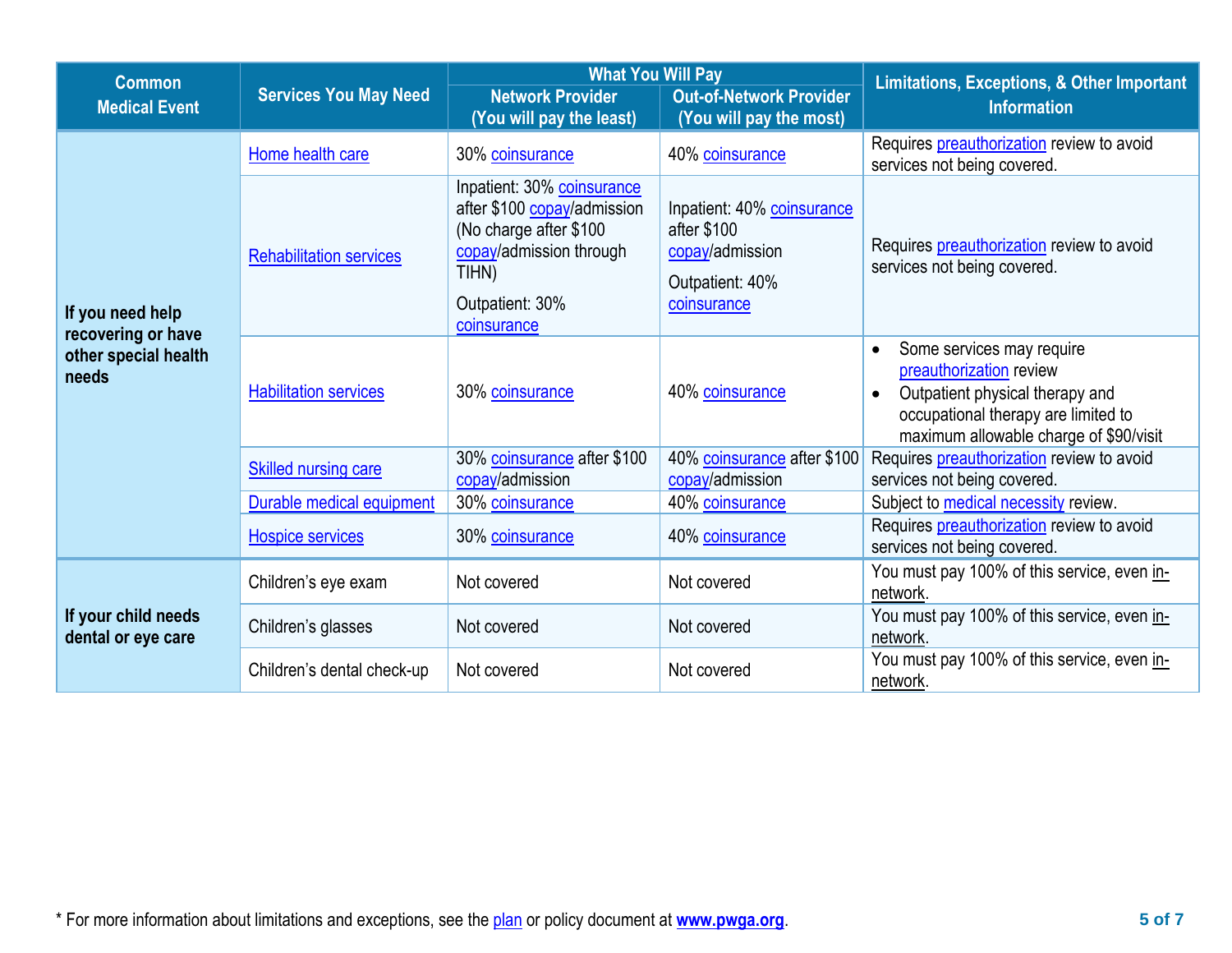| Common Medical Event | Services You May Need | What You Will Pay | | Limitations, Exceptions, & Other Important Information |
|---|---|---|---|---|
| | | Network Provider (You will pay the least) | Out-of-Network Provider (You will pay the most) | |
| If you need help recovering or have other special health needs | Home health care | 30% coinsurance | 40% coinsurance | Requires preauthorization review to avoid services not being covered. |
| | Rehabilitation services | Inpatient: 30% coinsurance after $100 copay/admission (No charge after $100 copay/admission through TIHN)<br><br>Outpatient: 30% coinsurance | Inpatient: 40% coinsurance after $100 copay/admission<br><br>Outpatient: 40% coinsurance | Requires preauthorization review to avoid services not being covered. |
| | Habilitation services | 30% coinsurance | 40% coinsurance | • Some services may require preauthorization review<br>• Outpatient physical therapy and occupational therapy are limited to maximum allowable charge of $90/visit |
| | Skilled nursing care | 30% coinsurance after $100 copay/admission | 40% coinsurance after $100 copay/admission | Requires preauthorization review to avoid services not being covered. |
| | Durable medical equipment | 30% coinsurance | 40% coinsurance | Subject to medical necessity review. |
| | Hospice services | 30% coinsurance | 40% coinsurance | Requires preauthorization review to avoid services not being covered. |
| If your child needs dental or eye care | Children's eye exam | Not covered | Not covered | You must pay 100% of this service, even in-network. |
| | Children's glasses | Not covered | Not covered | You must pay 100% of this service, even in-network. |
| | Children's dental check-up | Not covered | Not covered | You must pay 100% of this service, even in-network. |

* For more information about limitations and exceptions, see the plan or policy document at **www.pwga.org**.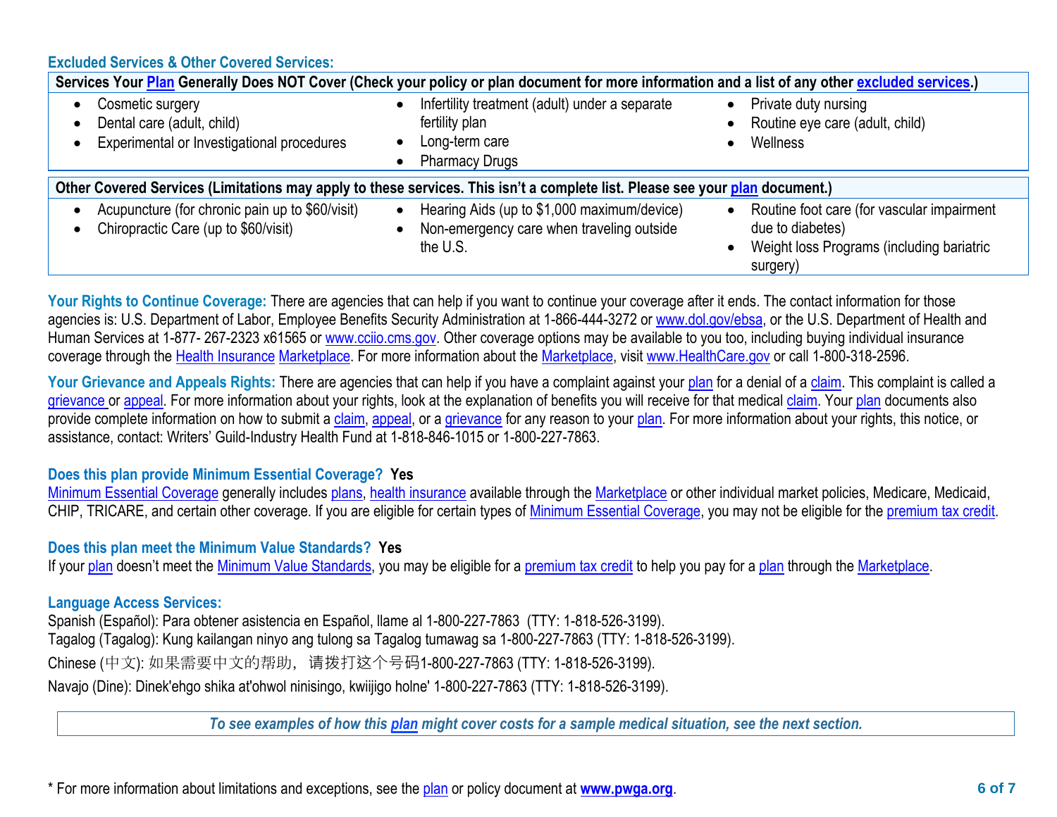## Excluded Services & Other Covered Services:

| Services Your Plan Generally Does NOT Cover (Check your policy or plan document for more information and a list of any other excluded services.) | | |
|---|---|---|
| • Cosmetic surgery<br>• Dental care (adult, child)<br>• Experimental or Investigational procedures | • Infertility treatment (adult) under a separate fertility plan<br>• Long-term care<br>• Pharmacy Drugs | • Private duty nursing<br>• Routine eye care (adult, child)<br>• Wellness |

| Other Covered Services (Limitations may apply to these services. This isn't a complete list. Please see your plan document.) | | |
|---|---|---|
| • Acupuncture (for chronic pain up to $60/visit)<br>• Chiropractic Care (up to $60/visit) | • Hearing Aids (up to $1,000 maximum/device)<br>• Non-emergency care when traveling outside the U.S. | • Routine foot care (for vascular impairment due to diabetes)<br>• Weight loss Programs (including bariatric surgery) |

**Your Rights to Continue Coverage:** There are agencies that can help if you want to continue your coverage after it ends. The contact information for those agencies is: U.S. Department of Labor, Employee Benefits Security Administration at 1-866-444-3272 or www.dol.gov/ebsa, or the U.S. Department of Health and Human Services at 1-877- 267-2323 x61565 or www.cciio.cms.gov. Other coverage options may be available to you too, including buying individual insurance coverage through the Health Insurance Marketplace. For more information about the Marketplace, visit www.HealthCare.gov or call 1-800-318-2596.

**Your Grievance and Appeals Rights:** There are agencies that can help if you have a complaint against your plan for a denial of a claim. This complaint is called a grievance or appeal. For more information about your rights, look at the explanation of benefits you will receive for that medical claim. Your plan documents also provide complete information on how to submit a claim, appeal, or a grievance for any reason to your plan. For more information about your rights, this notice, or assistance, contact: Writers' Guild-Industry Health Fund at 1-818-846-1015 or 1-800-227-7863.

**Does this plan provide Minimum Essential Coverage? Yes**

Minimum Essential Coverage generally includes plans, health insurance available through the Marketplace or other individual market policies, Medicare, Medicaid, CHIP, TRICARE, and certain other coverage. If you are eligible for certain types of Minimum Essential Coverage, you may not be eligible for the premium tax credit.

**Does this plan meet the Minimum Value Standards? Yes**

If your plan doesn't meet the Minimum Value Standards, you may be eligible for a premium tax credit to help you pay for a plan through the Marketplace.

**Language Access Services:**

Spanish (Español): Para obtener asistencia en Español, llame al 1-800-227-7863 (TTY: 1-818-526-3199).

Tagalog (Tagalog): Kung kailangan ninyo ang tulong sa Tagalog tumawag sa 1-800-227-7863 (TTY: 1-818-526-3199).

Chinese (中文): 如果需要中文的帮助，请拨打这个号码1-800-227-7863 (TTY: 1-818-526-3199).

Navajo (Dine): Dinek'ehgo shika at'ohwol ninisingo, kwiijigo holne' 1-800-227-7863 (TTY: 1-818-526-3199).

*To see examples of how this plan might cover costs for a sample medical situation, see the next section.*

* For more information about limitations and exceptions, see the plan or policy document at **www.pwga.org**.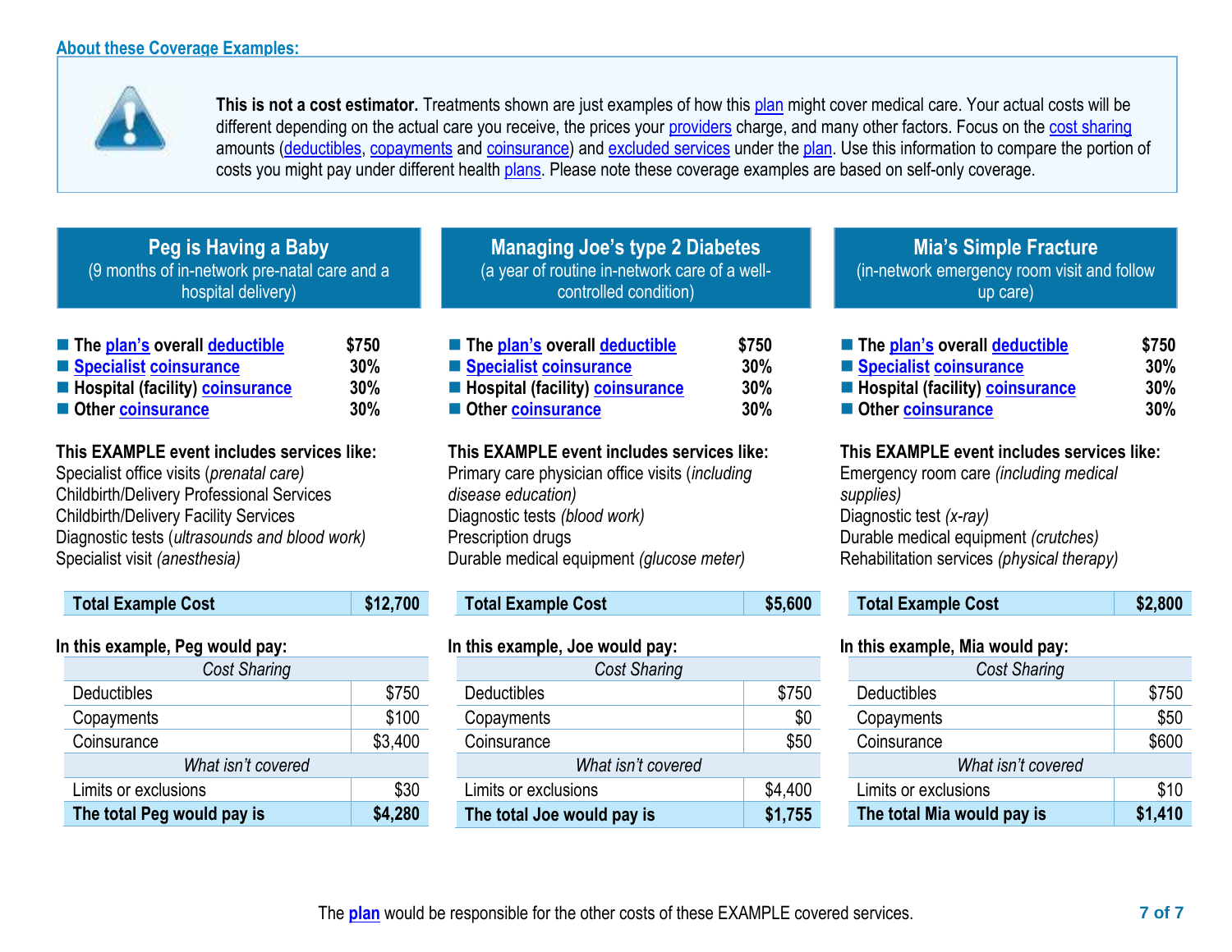### About these Coverage Examples:

**This is not a cost estimator.** Treatments shown are just examples of how this plan might cover medical care. Your actual costs will be different depending on the actual care you receive, the prices your providers charge, and many other factors. Focus on the cost sharing amounts (deductibles, copayments and coinsurance) and excluded services under the plan. Use this information to compare the portion of costs you might pay under different health plans. Please note these coverage examples are based on self-only coverage.

## Peg is Having a Baby

(9 months of in-network pre-natal care and a hospital delivery)

- **The plan's overall deductible** **$750**
- **Specialist coinsurance** **30%**
- **Hospital (facility) coinsurance** **30%**
- **Other coinsurance** **30%**

**This EXAMPLE event includes services like:**
Specialist office visits (*prenatal care)*
Childbirth/Delivery Professional Services
Childbirth/Delivery Facility Services
Diagnostic tests (*ultrasounds and blood work)*
Specialist visit *(anesthesia)*

| **Total Example Cost** | **$12,700** |
|---|---|

**In this example, Peg would pay:**

| *Cost Sharing* | |
|---|---|
| Deductibles | $750 |
| Copayments | $100 |
| Coinsurance | $3,400 |
| *What isn't covered* | |
| Limits or exclusions | $30 |
| **The total Peg would pay is** | **$4,280** |

## Managing Joe's type 2 Diabetes

(a year of routine in-network care of a well-controlled condition)

- **The plan's overall deductible** **$750**
- **Specialist coinsurance** **30%**
- **Hospital (facility) coinsurance** **30%**
- **Other coinsurance** **30%**

**This EXAMPLE event includes services like:**
Primary care physician office visits (*including disease education)*
Diagnostic tests *(blood work)*
Prescription drugs
Durable medical equipment *(glucose meter)*

| **Total Example Cost** | **$5,600** |
|---|---|

**In this example, Joe would pay:**

| *Cost Sharing* | |
|---|---|
| Deductibles | $750 |
| Copayments | $0 |
| Coinsurance | $50 |
| *What isn't covered* | |
| Limits or exclusions | $4,400 |
| **The total Joe would pay is** | **$1,755** |

## Mia's Simple Fracture

(in-network emergency room visit and follow up care)

- **The plan's overall deductible** **$750**
- **Specialist coinsurance** **30%**
- **Hospital (facility) coinsurance** **30%**
- **Other coinsurance** **30%**

**This EXAMPLE event includes services like:**
Emergency room care *(including medical supplies)*
Diagnostic test *(x-ray)*
Durable medical equipment *(crutches)*
Rehabilitation services *(physical therapy)*

| **Total Example Cost** | **$2,800** |
|---|---|

**In this example, Mia would pay:**

| *Cost Sharing* | |
|---|---|
| Deductibles | $750 |
| Copayments | $50 |
| Coinsurance | $600 |
| *What isn't covered* | |
| Limits or exclusions | $10 |
| **The total Mia would pay is** | **$1,410** |

The **plan** would be responsible for the other costs of these EXAMPLE covered services.